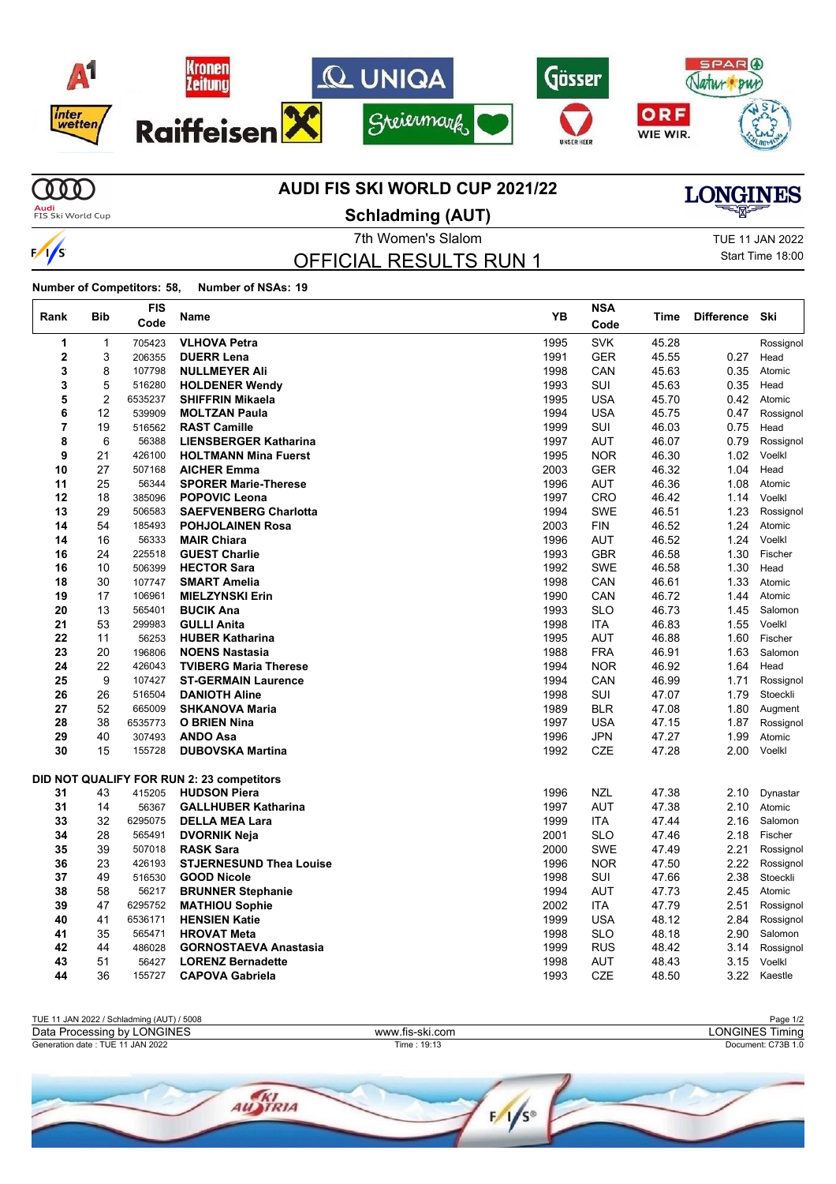# AUDI FIS SKI WORLD CUP 2021/22

## Schladming (AUT)

7th Women's Slalom

TUE 11 JAN 2022

Start Time 18:00

## OFFICIAL RESULTS RUN 1

**Number of Competitors: 58, Number of NSAs: 19**

| Rank | Bib | FIS Code | Name | YB | NSA Code | Time | Difference | Ski |
|---|---|---|---|---|---|---|---|---|
| 1 | 1 | 705423 | **VLHOVA Petra** | 1995 | SVK | 45.28 | | Rossignol |
| 2 | 3 | 206355 | **DUERR Lena** | 1991 | GER | 45.55 | 0.27 | Head |
| 3 | 8 | 107798 | **NULLMEYER Ali** | 1998 | CAN | 45.63 | 0.35 | Atomic |
| 3 | 5 | 516280 | **HOLDENER Wendy** | 1993 | SUI | 45.63 | 0.35 | Head |
| 5 | 2 | 6535237 | **SHIFFRIN Mikaela** | 1995 | USA | 45.70 | 0.42 | Atomic |
| 6 | 12 | 539909 | **MOLTZAN Paula** | 1994 | USA | 45.75 | 0.47 | Rossignol |
| 7 | 19 | 516562 | **RAST Camille** | 1999 | SUI | 46.03 | 0.75 | Head |
| 8 | 6 | 56388 | **LIENSBERGER Katharina** | 1997 | AUT | 46.07 | 0.79 | Rossignol |
| 9 | 21 | 426100 | **HOLTMANN Mina Fuerst** | 1995 | NOR | 46.30 | 1.02 | Voelkl |
| 10 | 27 | 507168 | **AICHER Emma** | 2003 | GER | 46.32 | 1.04 | Head |
| 11 | 25 | 56344 | **SPORER Marie-Therese** | 1996 | AUT | 46.36 | 1.08 | Atomic |
| 12 | 18 | 385096 | **POPOVIC Leona** | 1997 | CRO | 46.42 | 1.14 | Voelkl |
| 13 | 29 | 506583 | **SAEFVENBERG Charlotta** | 1994 | SWE | 46.51 | 1.23 | Rossignol |
| 14 | 54 | 185493 | **POHJOLAINEN Rosa** | 2003 | FIN | 46.52 | 1.24 | Atomic |
| 14 | 16 | 56333 | **MAIR Chiara** | 1996 | AUT | 46.52 | 1.24 | Voelkl |
| 16 | 24 | 225518 | **GUEST Charlie** | 1993 | GBR | 46.58 | 1.30 | Fischer |
| 16 | 10 | 506399 | **HECTOR Sara** | 1992 | SWE | 46.58 | 1.30 | Head |
| 18 | 30 | 107747 | **SMART Amelia** | 1998 | CAN | 46.61 | 1.33 | Atomic |
| 19 | 17 | 106961 | **MIELZYNSKI Erin** | 1990 | CAN | 46.72 | 1.44 | Atomic |
| 20 | 13 | 565401 | **BUCIK Ana** | 1993 | SLO | 46.73 | 1.45 | Salomon |
| 21 | 53 | 299983 | **GULLI Anita** | 1998 | ITA | 46.83 | 1.55 | Voelkl |
| 22 | 11 | 56253 | **HUBER Katharina** | 1995 | AUT | 46.88 | 1.60 | Fischer |
| 23 | 20 | 196806 | **NOENS Nastasia** | 1988 | FRA | 46.91 | 1.63 | Salomon |
| 24 | 22 | 426043 | **TVIBERG Maria Therese** | 1994 | NOR | 46.92 | 1.64 | Head |
| 25 | 9 | 107427 | **ST-GERMAIN Laurence** | 1994 | CAN | 46.99 | 1.71 | Rossignol |
| 26 | 26 | 516504 | **DANIOTH Aline** | 1998 | SUI | 47.07 | 1.79 | Stoeckli |
| 27 | 52 | 665009 | **SHKANOVA Maria** | 1989 | BLR | 47.08 | 1.80 | Augment |
| 28 | 38 | 6535773 | **O BRIEN Nina** | 1997 | USA | 47.15 | 1.87 | Rossignol |
| 29 | 40 | 307493 | **ANDO Asa** | 1996 | JPN | 47.27 | 1.99 | Atomic |
| 30 | 15 | 155728 | **DUBOVSKA Martina** | 1992 | CZE | 47.28 | 2.00 | Voelkl |
| **DID NOT QUALIFY FOR RUN 2: 23 competitors** | | | | | | | | |
| 31 | 43 | 415205 | **HUDSON Piera** | 1996 | NZL | 47.38 | 2.10 | Dynastar |
| 31 | 14 | 56367 | **GALLHUBER Katharina** | 1997 | AUT | 47.38 | 2.10 | Atomic |
| 33 | 32 | 6295075 | **DELLA MEA Lara** | 1999 | ITA | 47.44 | 2.16 | Salomon |
| 34 | 28 | 565491 | **DVORNIK Neja** | 2001 | SLO | 47.46 | 2.18 | Fischer |
| 35 | 39 | 507018 | **RASK Sara** | 2000 | SWE | 47.49 | 2.21 | Rossignol |
| 36 | 23 | 426193 | **STJERNESUND Thea Louise** | 1996 | NOR | 47.50 | 2.22 | Rossignol |
| 37 | 49 | 516530 | **GOOD Nicole** | 1998 | SUI | 47.66 | 2.38 | Stoeckli |
| 38 | 58 | 56217 | **BRUNNER Stephanie** | 1994 | AUT | 47.73 | 2.45 | Atomic |
| 39 | 47 | 6295752 | **MATHIOU Sophie** | 2002 | ITA | 47.79 | 2.51 | Rossignol |
| 40 | 41 | 6536171 | **HENSIEN Katie** | 1999 | USA | 48.12 | 2.84 | Rossignol |
| 41 | 35 | 565471 | **HROVAT Meta** | 1998 | SLO | 48.18 | 2.90 | Salomon |
| 42 | 44 | 486028 | **GORNOSTAEVA Anastasia** | 1999 | RUS | 48.42 | 3.14 | Rossignol |
| 43 | 51 | 56427 | **LORENZ Bernadette** | 1998 | AUT | 48.43 | 3.15 | Voelkl |
| 44 | 36 | 155727 | **CAPOVA Gabriela** | 1993 | CZE | 48.50 | 3.22 | Kaestle |

TUE 11 JAN 2022 / Schladming (AUT) / 5008

Data Processing by LONGINES — www.fis-ski.com — LONGINES Timing

Generation date : TUE 11 JAN 2022 — Time : 19:13 — Document: C73B 1.0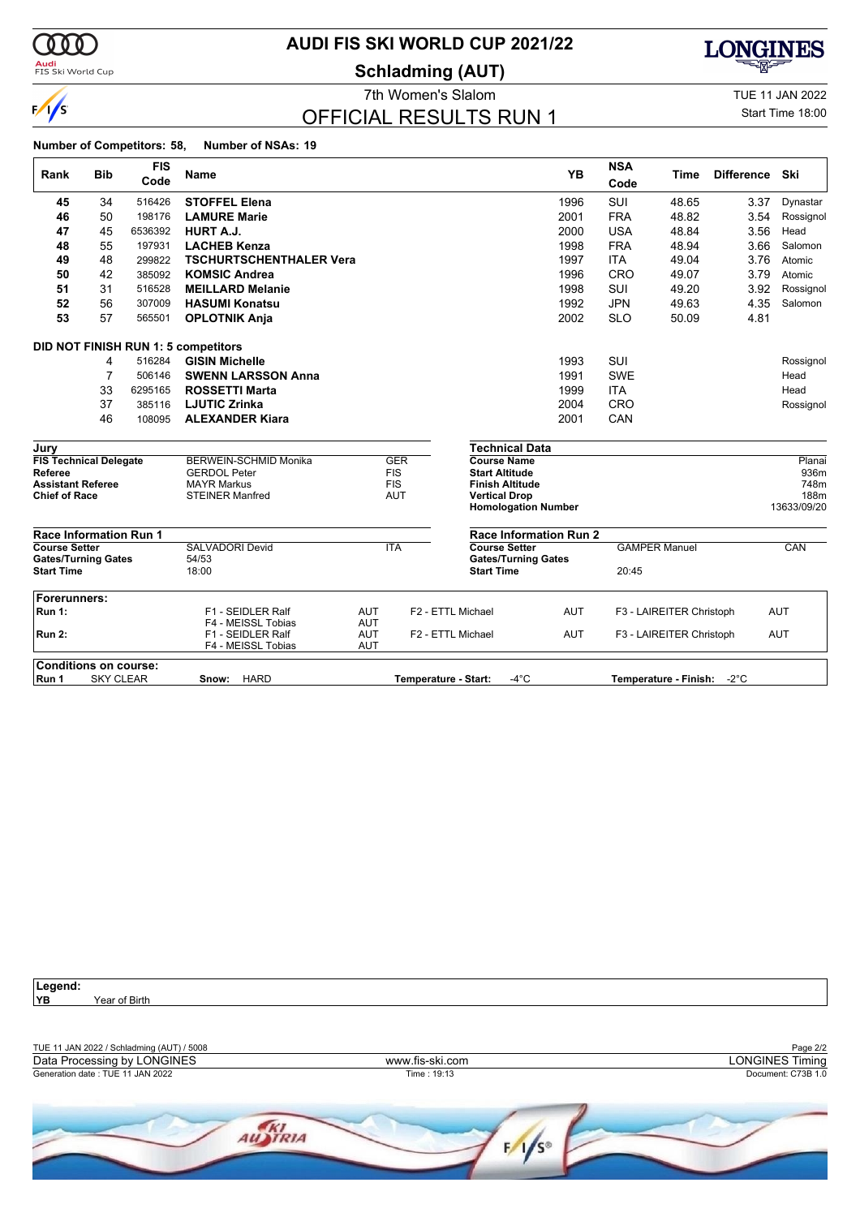# AUDI FIS SKI WORLD CUP 2021/22

## Schladming (AUT)

7th Women's Slalom

TUE 11 JAN 2022

## OFFICIAL RESULTS RUN 1

Start Time 18:00

**Number of Competitors: 58, Number of NSAs: 19**

| Rank | Bib | FIS Code | Name | YB | NSA Code | Time | Difference | Ski |
|---|---|---|---|---|---|---|---|---|
| 45 | 34 | 516426 | **STOFFEL Elena** | 1996 | SUI | 48.65 | 3.37 | Dynastar |
| 46 | 50 | 198176 | **LAMURE Marie** | 2001 | FRA | 48.82 | 3.54 | Rossignol |
| 47 | 45 | 6536392 | **HURT A.J.** | 2000 | USA | 48.84 | 3.56 | Head |
| 48 | 55 | 197931 | **LACHEB Kenza** | 1998 | FRA | 48.94 | 3.66 | Salomon |
| 49 | 48 | 299822 | **TSCHURTSCHENTHALER Vera** | 1997 | ITA | 49.04 | 3.76 | Atomic |
| 50 | 42 | 385092 | **KOMSIC Andrea** | 1996 | CRO | 49.07 | 3.79 | Atomic |
| 51 | 31 | 516528 | **MEILLARD Melanie** | 1998 | SUI | 49.20 | 3.92 | Rossignol |
| 52 | 56 | 307009 | **HASUMI Konatsu** | 1992 | JPN | 49.63 | 4.35 | Salomon |
| 53 | 57 | 565501 | **OPLOTNIK Anja** | 2002 | SLO | 50.09 | 4.81 | |

**DID NOT FINISH RUN 1: 5 competitors**

| Rank | Bib | FIS Code | Name | YB | NSA Code | Time | Difference | Ski |
|---|---|---|---|---|---|---|---|---|
| | 4 | 516284 | **GISIN Michelle** | 1993 | SUI | | | Rossignol |
| | 7 | 506146 | **SWENN LARSSON Anna** | 1991 | SWE | | | Head |
| | 33 | 6295165 | **ROSSETTI Marta** | 1999 | ITA | | | Head |
| | 37 | 385116 | **LJUTIC Zrinka** | 2004 | CRO | | | Rossignol |
| | 46 | 108095 | **ALEXANDER Kiara** | 2001 | CAN | | | |

**Jury**

| | | |
|---|---|---|
| **FIS Technical Delegate** | BERWEIN-SCHMID Monika | GER |
| **Referee** | GERDOL Peter | FIS |
| **Assistant Referee** | MAYR Markus | FIS |
| **Chief of Race** | STEINER Manfred | AUT |

**Technical Data**

| | |
|---|---|
| **Course Name** | Planai |
| **Start Altitude** | 936m |
| **Finish Altitude** | 748m |
| **Vertical Drop** | 188m |
| **Homologation Number** | 13633/09/20 |

**Race Information Run 1**

| | | |
|---|---|---|
| **Course Setter** | SALVADORI Devid | ITA |
| **Gates/Turning Gates** | 54/53 | |
| **Start Time** | 18:00 | |

**Race Information Run 2**

| | | |
|---|---|---|
| **Course Setter** | GAMPER Manuel | CAN |
| **Gates/Turning Gates** | | |
| **Start Time** | 20:45 | |

**Forerunners:**

| | | | | | | |
|---|---|---|---|---|---|---|
| **Run 1:** | F1 - SEIDLER Ralf | AUT | F2 - ETTL Michael | AUT | F3 - LAIREITER Christoph | AUT |
| | F4 - MEISSL Tobias | AUT | | | | |
| **Run 2:** | F1 - SEIDLER Ralf | AUT | F2 - ETTL Michael | AUT | F3 - LAIREITER Christoph | AUT |
| | F4 - MEISSL Tobias | AUT | | | | |

**Conditions on course:**

| | | | | |
|---|---|---|---|---|
| **Run 1** | SKY CLEAR | **Snow:** HARD | **Temperature - Start:** -4°C | **Temperature - Finish:** -2°C |

**Legend:**

**YB** Year of Birth

TUE 11 JAN 2022 / Schladming (AUT) / 5008

Data Processing by LONGINES — www.fis-ski.com — LONGINES Timing

Generation date : TUE 11 JAN 2022 — Time : 19:13 — Document: C73B 1.0